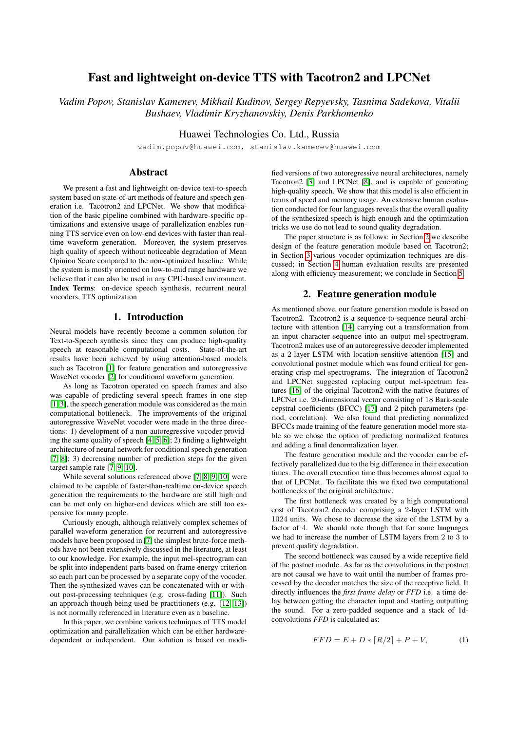# Fast and lightweight on-device TTS with Tacotron2 and LPCNet

*Vadim Popov, Stanislav Kamenev, Mikhail Kudinov, Sergey Repyevsky, Tasnima Sadekova, Vitalii Bushaev, Vladimir Kryzhanovskiy, Denis Parkhomenko*

Huawei Technologies Co. Ltd., Russia

vadim.popov@huawei.com, stanislav.kamenev@huawei.com

## Abstract

We present a fast and lightweight on-device text-to-speech system based on state-of-art methods of feature and speech generation i.e. Tacotron2 and LPCNet. We show that modification of the basic pipeline combined with hardware-specific optimizations and extensive usage of parallelization enables running TTS service even on low-end devices with faster than realtime waveform generation. Moreover, the system preserves high quality of speech without noticeable degradation of Mean Opinion Score compared to the non-optimized baseline. While the system is mostly oriented on low-to-mid range hardware we believe that it can also be used in any CPU-based environment.

**Index Terms**: on-device speech synthesis, recurrent neural vocoders, TTS optimization

## 1. Introduction

Neural models have recently become a common solution for Text-to-Speech synthesis since they can produce high-quality speech at reasonable computational costs. State-of-the-art results have been achieved by using attention-based models such as Tacotron [1] for feature generation and autoregressive WaveNet vocoder [2] for conditional waveform generation.

As long as Tacotron operated on speech frames and also was capable of predicting several speech frames in one step [1, 3], the speech generation module was considered as the main computational bottleneck. The improvements of the original autoregressive WaveNet vocoder were made in the three directions: 1) development of a non-autoregressive vocoder providing the same quality of speech [4, 5, 6]; 2) finding a lightweight architecture of neural network for conditional speech generation [7, 8]; 3) decreasing number of prediction steps for the given target sample rate [7, 9, 10].

While several solutions referenced above [7, 8, 9, 10] were claimed to be capable of faster-than-realtime on-device speech generation the requirements to the hardware are still high and can be met only on higher-end devices which are still too expensive for many people.

Curiously enough, although relatively complex schemes of parallel waveform generation for recurrent and autoregressive models have been proposed in [7] the simplest brute-force methods have not been extensively discussed in the literature, at least to our knowledge. For example, the input mel-spectrogram can be split into independent parts based on frame energy criterion so each part can be processed by a separate copy of the vocoder. Then the synthesized waves can be concatenated with or without post-processing techniques (e.g. cross-fading [11]). Such an approach though being used be practitioners (e.g. [12, 13]) is not normally referenced in literature even as a baseline.

In this paper, we combine various techniques of TTS model optimization and parallelization which can be either hardware-dependent or independent. Our solution is based on modified versions of two autoregressive neural architectures, namely Tacotron2 [3] and LPCNet [8], and is capable of generating high-quality speech. We show that this model is also efficient in terms of speed and memory usage. An extensive human evaluation conducted for four languages reveals that the overall quality of the synthesized speech is high enough and the optimization tricks we use do not lead to sound quality degradation.

The paper structure is as follows: in Section 2 we describe design of the feature generation module based on Tacotron2; in Section 3 various vocoder optimization techniques are discussed; in Section 4 human evaluation results are presented along with efficiency measurement; we conclude in Section 5.

## 2. Feature generation module

As mentioned above, our feature generation module is based on Tacotron2. Tacotron2 is a sequence-to-sequence neural architecture with attention [14] carrying out a transformation from an input character sequence into an output mel-spectrogram. Tacotron2 makes use of an autoregressive decoder implemented as a 2-layer LSTM with location-sensitive attention [15] and convolutional postnet module which was found critical for generating crisp mel-spectrograms. The integration of Tacotron2 and LPCNet suggested replacing output mel-spectrum features [16] of the original Tacotron2 with the native features of LPCNet i.e. 20-dimensional vector consisting of 18 Bark-scale cepstral coefficients (BFCC) [17] and 2 pitch parameters (period, correlation). We also found that predicting normalized BFCCs made training of the feature generation model more stable so we chose the option of predicting normalized features and adding a final denormalization layer.

The feature generation module and the vocoder can be effectively parallelized due to the big difference in their execution times. The overall execution time thus becomes almost equal to that of LPCNet. To facilitate this we fixed two computational bottlenecks of the original architecture.

The first bottleneck was created by a high computational cost of Tacotron2 decoder comprising a 2-layer LSTM with 1024 units. We chose to decrease the size of the LSTM by a factor of 4. We should note though that for some languages we had to increase the number of LSTM layers from 2 to 3 to prevent quality degradation.

The second bottleneck was caused by a wide receptive field of the postnet module. As far as the convolutions in the postnet are not causal we have to wait until the number of frames processed by the decoder matches the size of the receptive field. It directly influences the *first frame delay* or *FFD* i.e. a time delay between getting the character input and starting outputting the sound. For a zero-padded sequence and a stack of 1d-convolutions *FFD* is calculated as:

$$FFD = E + D * \lceil R/2 \rceil + P + V, \tag{1}$$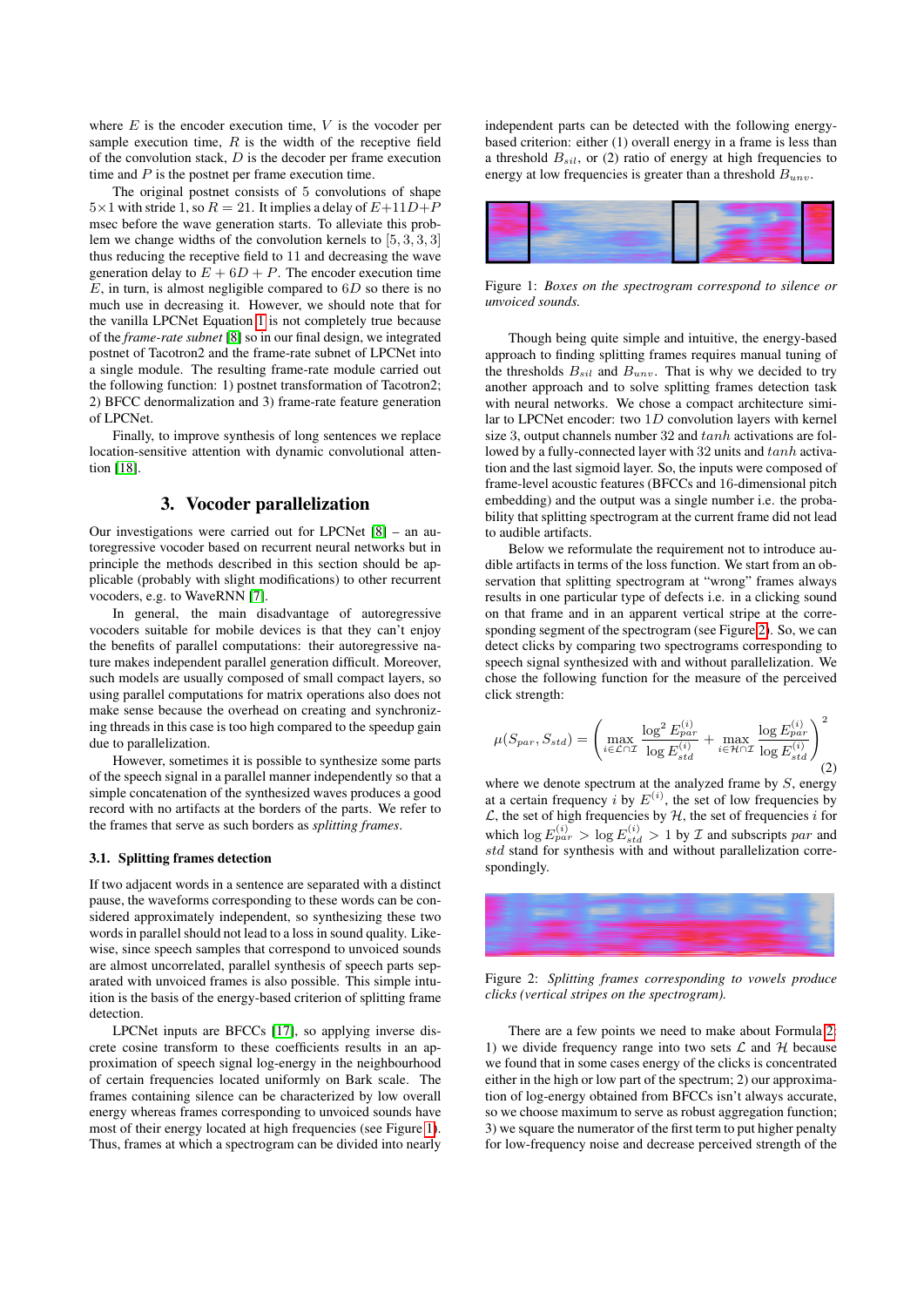where $E$ is the encoder execution time, $V$ is the vocoder per sample execution time, $R$ is the width of the receptive field of the convolution stack, $D$ is the decoder per frame execution time and $P$ is the postnet per frame execution time.

The original postnet consists of 5 convolutions of shape $5{\times}1$ with stride 1, so $R = 21$. It implies a delay of $E{+}11D{+}P$ msec before the wave generation starts. To alleviate this problem we change widths of the convolution kernels to $[5, 3, 3, 3]$ thus reducing the receptive field to 11 and decreasing the wave generation delay to $E + 6D + P$. The encoder execution time $E$, in turn, is almost negligible compared to $6D$ so there is no much use in decreasing it. However, we should note that for the vanilla LPCNet Equation 1 is not completely true because of the *frame-rate subnet* [8] so in our final design, we integrated postnet of Tacotron2 and the frame-rate subnet of LPCNet into a single module. The resulting frame-rate module carried out the following function: 1) postnet transformation of Tacotron2; 2) BFCC denormalization and 3) frame-rate feature generation of LPCNet.

Finally, to improve synthesis of long sentences we replace location-sensitive attention with dynamic convolutional attention [18].

## 3. Vocoder parallelization

Our investigations were carried out for LPCNet [8] – an autoregressive vocoder based on recurrent neural networks but in principle the methods described in this section should be applicable (probably with slight modifications) to other recurrent vocoders, e.g. to WaveRNN [7].

In general, the main disadvantage of autoregressive vocoders suitable for mobile devices is that they can't enjoy the benefits of parallel computations: their autoregressive nature makes independent parallel generation difficult. Moreover, such models are usually composed of small compact layers, so using parallel computations for matrix operations also does not make sense because the overhead on creating and synchronizing threads in this case is too high compared to the speedup gain due to parallelization.

However, sometimes it is possible to synthesize some parts of the speech signal in a parallel manner independently so that a simple concatenation of the synthesized waves produces a good record with no artifacts at the borders of the parts. We refer to the frames that serve as such borders as *splitting frames*.

### 3.1. Splitting frames detection

If two adjacent words in a sentence are separated with a distinct pause, the waveforms corresponding to these words can be considered approximately independent, so synthesizing these two words in parallel should not lead to a loss in sound quality. Likewise, since speech samples that correspond to unvoiced sounds are almost uncorrelated, parallel synthesis of speech parts separated with unvoiced frames is also possible. This simple intuition is the basis of the energy-based criterion of splitting frame detection.

LPCNet inputs are BFCCs [17], so applying inverse discrete cosine transform to these coefficients results in an approximation of speech signal log-energy in the neighbourhood of certain frequencies located uniformly on Bark scale. The frames containing silence can be characterized by low overall energy whereas frames corresponding to unvoiced sounds have most of their energy located at high frequencies (see Figure 1). Thus, frames at which a spectrogram can be divided into nearly independent parts can be detected with the following energy-based criterion: either (1) overall energy in a frame is less than a threshold $B_{sil}$, or (2) ratio of energy at high frequencies to energy at low frequencies is greater than a threshold $B_{unv}$.

Figure 1: *Boxes on the spectrogram correspond to silence or unvoiced sounds.*

Though being quite simple and intuitive, the energy-based approach to finding splitting frames requires manual tuning of the thresholds $B_{sil}$ and $B_{unv}$. That is why we decided to try another approach and to solve splitting frames detection task with neural networks. We chose a compact architecture similar to LPCNet encoder: two $1D$ convolution layers with kernel size 3, output channels number 32 and $tanh$ activations are followed by a fully-connected layer with 32 units and $tanh$ activation and the last sigmoid layer. So, the inputs were composed of frame-level acoustic features (BFCCs and 16-dimensional pitch embedding) and the output was a single number i.e. the probability that splitting spectrogram at the current frame did not lead to audible artifacts.

Below we reformulate the requirement not to introduce audible artifacts in terms of the loss function. We start from an observation that splitting spectrogram at "wrong" frames always results in one particular type of defects i.e. in a clicking sound on that frame and in an apparent vertical stripe at the corresponding segment of the spectrogram (see Figure 2). So, we can detect clicks by comparing two spectrograms corresponding to speech signal synthesized with and without parallelization. We chose the following function for the measure of the perceived click strength:

$$\mu(S_{par}, S_{std}) = \left( \max_{i \in \mathcal{L} \cap \mathcal{I}} \frac{\log^2 E^{(i)}_{par}}{\log E^{(i)}_{std}} + \max_{i \in \mathcal{H} \cap \mathcal{I}} \frac{\log E^{(i)}_{par}}{\log E^{(i)}_{std}} \right)^2 \tag{2}$$

where we denote spectrum at the analyzed frame by $S$, energy at a certain frequency $i$ by $E^{(i)}$, the set of low frequencies by $\mathcal{L}$, the set of high frequencies by $\mathcal{H}$, the set of frequencies $i$ for which $\log E^{(i)}_{par} > \log E^{(i)}_{std} > 1$ by $\mathcal{I}$ and subscripts $par$ and $std$ stand for synthesis with and without parallelization correspondingly.

Figure 2: *Splitting frames corresponding to vowels produce clicks (vertical stripes on the spectrogram).*

There are a few points we need to make about Formula 2: 1) we divide frequency range into two sets $\mathcal{L}$ and $\mathcal{H}$ because we found that in some cases energy of the clicks is concentrated either in the high or low part of the spectrum; 2) our approximation of log-energy obtained from BFCCs isn't always accurate, so we choose maximum to serve as robust aggregation function; 3) we square the numerator of the first term to put higher penalty for low-frequency noise and decrease perceived strength of the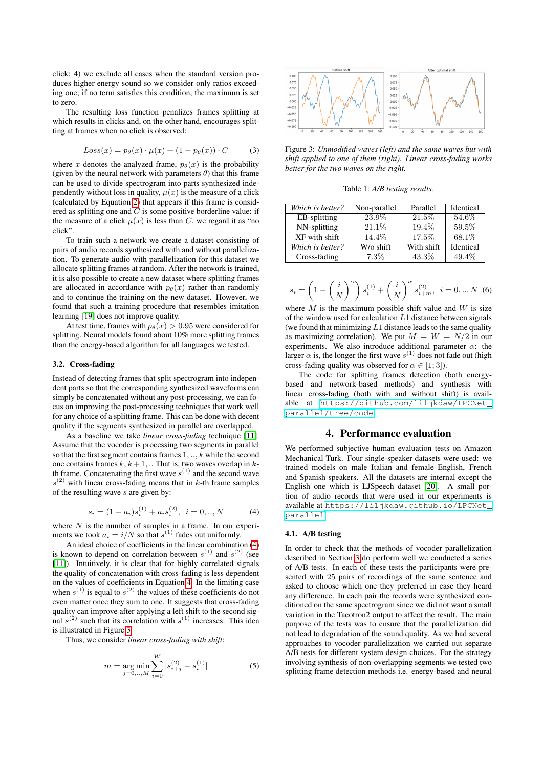click; 4) we exclude all cases when the standard version produces higher energy sound so we consider only ratios exceeding one; if no term satisfies this condition, the maximum is set to zero.

The resulting loss function penalizes frames splitting at which results in clicks and, on the other hand, encourages splitting at frames when no click is observed:

$$Loss(x) = p_\theta(x) \cdot \mu(x) + (1 - p_\theta(x)) \cdot C \tag{3}$$

where $x$ denotes the analyzed frame, $p_\theta(x)$ is the probability (given by the neural network with parameters $\theta$) that this frame can be used to divide spectrogram into parts synthesized independently without loss in quality, $\mu(x)$ is the measure of a click (calculated by Equation 2) that appears if this frame is considered as splitting one and $C$ is some positive borderline value: if the measure of a click $\mu(x)$ is less than $C$, we regard it as "no click".

To train such a network we create a dataset consisting of pairs of audio records synthesized with and without parallelization. To generate audio with parallelization for this dataset we allocate splitting frames at random. After the network is trained, it is also possible to create a new dataset where splitting frames are allocated in accordance with $p_\theta(x)$ rather than randomly and to continue the training on the new dataset. However, we found that such a training procedure that resembles imitation learning [19] does not improve quality.

At test time, frames with $p_\theta(x) > 0.95$ were considered for splitting. Neural models found about 10% more splitting frames than the energy-based algorithm for all languages we tested.

### 3.2. Cross-fading

Instead of detecting frames that split spectrogram into independent parts so that the corresponding synthesized waveforms can simply be concatenated without any post-processing, we can focus on improving the post-processing techniques that work well for any choice of a splitting frame. This can be done with decent quality if the segments synthesized in parallel are overlapped.

As a baseline we take *linear cross-fading* technique [11]. Assume that the vocoder is processing two segments in parallel so that the first segment contains frames $1, .., k$ while the second one contains frames $k, k+1, ..$ That is, two waves overlap in $k$-th frame. Concatenating the first wave $s^{(1)}$ and the second wave $s^{(2)}$ with linear cross-fading means that in $k$-th frame samples of the resulting wave $s$ are given by:

$$s_i = (1 - a_i)s_i^{(1)} + a_i s_i^{(2)}, \ \ i = 0, .., N \tag{4}$$

where $N$ is the number of samples in a frame. In our experiments we took $a_i = i/N$ so that $s^{(1)}$ fades out uniformly.

An ideal choice of coefficients in the linear combination (4) is known to depend on correlation between $s^{(1)}$ and $s^{(2)}$ (see [11]). Intuitively, it is clear that for highly correlated signals the quality of concatenation with cross-fading is less dependent on the values of coefficients in Equation 4. In the limiting case when $s^{(1)}$ is equal to $s^{(2)}$ the values of these coefficients do not even matter once they sum to one. It suggests that cross-fading quality can improve after applying a left shift to the second signal $s^{(2)}$ such that its correlation with $s^{(1)}$ increases. This idea is illustrated in Figure 3.

Thus, we consider *linear cross-fading with shift*:

$$m = \underset{j=0,..,M}{\arg\min} \sum_{i=0}^{W} |s_{i+j}^{(2)} - s_i^{(1)}| \tag{5}$$

Figure 3: *Unmodified waves (left) and the same waves but with shift applied to one of them (right). Linear cross-fading works better for the two waves on the right.*

Table 1: *A/B testing results.*

| *Which is better?* | Non-parallel | Parallel | Identical |
|---|---|---|---|
| EB-splitting | 23.9% | 21.5% | 54.6% |
| NN-splitting | 21.1% | 19.4% | 59.5% |
| XF with shift | 14.4% | 17.5% | 68.1% |
| *Which is better?* | W/o shift | With shift | Identical |
| Cross-fading | 7.3% | 43.3% | 49.4% |

$$s_i = \left(1 - \left(\frac{i}{N}\right)^\alpha\right) s_i^{(1)} + \left(\frac{i}{N}\right)^\alpha s_{i+m}^{(2)}, \ \ i = 0, .., N \tag{6}$$

where $M$ is the maximum possible shift value and $W$ is size of the window used for calculation $L1$ distance between signals (we found that minimizing $L1$ distance leads to the same quality as maximizing correlation). We put $M = W = N/2$ in our experiments. We also introduce additional parameter $\alpha$: the larger $\alpha$ is, the longer the first wave $s^{(1)}$ does not fade out (high cross-fading quality was observed for $\alpha \in [1; 3]$).

The code for splitting frames detection (both energy-based and network-based methods) and synthesis with linear cross-fading (both with and without shift) is available at https://github.com/li1jkdaw/LPCNet_parallel/tree/code.

## 4. Performance evaluation

We performed subjective human evaluation tests on Amazon Mechanical Turk. Four single-speaker datasets were used: we trained models on male Italian and female English, French and Spanish speakers. All the datasets are internal except the English one which is LJSpeech dataset [20]. A small portion of audio records that were used in our experiments is available at https://li1jkdaw.github.io/LPCNet_parallel.

### 4.1. A/B testing

In order to check that the methods of vocoder parallelization described in Section 3 do perform well we conducted a series of A/B tests. In each of these tests the participants were presented with 25 pairs of recordings of the same sentence and asked to choose which one they preferred in case they heard any difference. In each pair the records were synthesized conditioned on the same spectrogram since we did not want a small variation in the Tacotron2 output to affect the result. The main purpose of the tests was to ensure that the parallelization did not lead to degradation of the sound quality. As we had several approaches to vocoder parallelization we carried out separate A/B tests for different system design choices. For the strategy involving synthesis of non-overlapping segments we tested two splitting frame detection methods i.e. energy-based and neural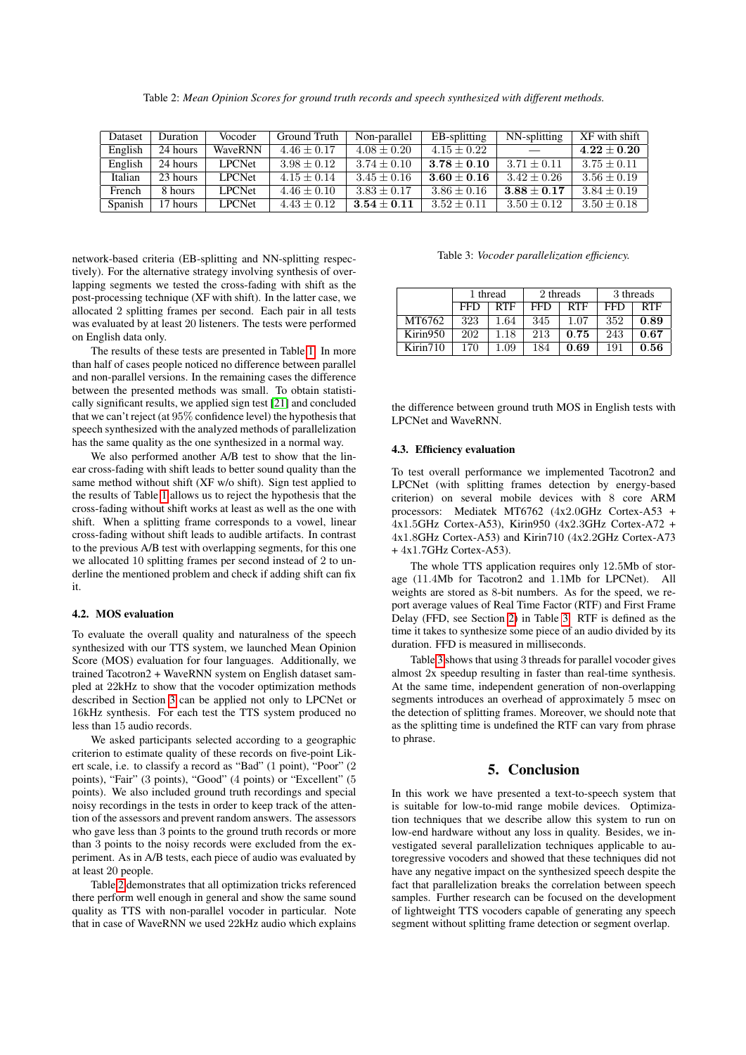Table 2: *Mean Opinion Scores for ground truth records and speech synthesized with different methods.*

| Dataset | Duration | Vocoder | Ground Truth | Non-parallel | EB-splitting | NN-splitting | XF with shift |
|---|---|---|---|---|---|---|---|
| English | 24 hours | WaveRNN | $4.46 \pm 0.17$ | $4.08 \pm 0.20$ | $4.15 \pm 0.22$ | — | $\mathbf{4.22 \pm 0.20}$ |
| English | 24 hours | LPCNet | $3.98 \pm 0.12$ | $3.74 \pm 0.10$ | $\mathbf{3.78 \pm 0.10}$ | $3.71 \pm 0.11$ | $3.75 \pm 0.11$ |
| Italian | 23 hours | LPCNet | $4.15 \pm 0.14$ | $3.45 \pm 0.16$ | $\mathbf{3.60 \pm 0.16}$ | $3.42 \pm 0.26$ | $3.56 \pm 0.19$ |
| French | 8 hours | LPCNet | $4.46 \pm 0.10$ | $3.83 \pm 0.17$ | $3.86 \pm 0.16$ | $\mathbf{3.88 \pm 0.17}$ | $3.84 \pm 0.19$ |
| Spanish | 17 hours | LPCNet | $4.43 \pm 0.12$ | $\mathbf{3.54 \pm 0.11}$ | $3.52 \pm 0.11$ | $3.50 \pm 0.12$ | $3.50 \pm 0.18$ |

network-based criteria (EB-splitting and NN-splitting respectively). For the alternative strategy involving synthesis of overlapping segments we tested the cross-fading with shift as the post-processing technique (XF with shift). In the latter case, we allocated 2 splitting frames per second. Each pair in all tests was evaluated by at least 20 listeners. The tests were performed on English data only.

The results of these tests are presented in Table 1. In more than half of cases people noticed no difference between parallel and non-parallel versions. In the remaining cases the difference between the presented methods was small. To obtain statistically significant results, we applied sign test [21] and concluded that we can't reject (at 95% confidence level) the hypothesis that speech synthesized with the analyzed methods of parallelization has the same quality as the one synthesized in a normal way.

We also performed another A/B test to show that the linear cross-fading with shift leads to better sound quality than the same method without shift (XF w/o shift). Sign test applied to the results of Table 1 allows us to reject the hypothesis that the cross-fading without shift works at least as well as the one with shift. When a splitting frame corresponds to a vowel, linear cross-fading without shift leads to audible artifacts. In contrast to the previous A/B test with overlapping segments, for this one we allocated 10 splitting frames per second instead of 2 to underline the mentioned problem and check if adding shift can fix it.

### 4.2. MOS evaluation

To evaluate the overall quality and naturalness of the speech synthesized with our TTS system, we launched Mean Opinion Score (MOS) evaluation for four languages. Additionally, we trained Tacotron2 + WaveRNN system on English dataset sampled at 22kHz to show that the vocoder optimization methods described in Section 3 can be applied not only to LPCNet or 16kHz synthesis. For each test the TTS system produced no less than 15 audio records.

We asked participants selected according to a geographic criterion to estimate quality of these records on five-point Likert scale, i.e. to classify a record as "Bad" (1 point), "Poor" (2 points), "Fair" (3 points), "Good" (4 points) or "Excellent" (5 points). We also included ground truth recordings and special noisy recordings in the tests in order to keep track of the attention of the assessors and prevent random answers. The assessors who gave less than 3 points to the ground truth records or more than 3 points to the noisy records were excluded from the experiment. As in A/B tests, each piece of audio was evaluated by at least 20 people.

Table 2 demonstrates that all optimization tricks referenced there perform well enough in general and show the same sound quality as TTS with non-parallel vocoder in particular. Note that in case of WaveRNN we used 22kHz audio which explains the difference between ground truth MOS in English tests with LPCNet and WaveRNN.

Table 3: *Vocoder parallelization efficiency.*

| | 1 thread | | 2 threads | | 3 threads | |
|---|---|---|---|---|---|---|
| | FFD | RTF | FFD | RTF | FFD | RTF |
| MT6762 | 323 | 1.64 | 345 | 1.07 | 352 | **0.89** |
| Kirin950 | 202 | 1.18 | 213 | **0.75** | 243 | **0.67** |
| Kirin710 | 170 | 1.09 | 184 | **0.69** | 191 | **0.56** |

### 4.3. Efficiency evaluation

To test overall performance we implemented Tacotron2 and LPCNet (with splitting frames detection by energy-based criterion) on several mobile devices with 8 core ARM processors: Mediatek MT6762 (4x2.0GHz Cortex-A53 + 4x1.5GHz Cortex-A53), Kirin950 (4x2.3GHz Cortex-A72 + 4x1.8GHz Cortex-A53) and Kirin710 (4x2.2GHz Cortex-A73 + 4x1.7GHz Cortex-A53).

The whole TTS application requires only 12.5Mb of storage (11.4Mb for Tacotron2 and 1.1Mb for LPCNet). All weights are stored as 8-bit numbers. As for the speed, we report average values of Real Time Factor (RTF) and First Frame Delay (FFD, see Section 2) in Table 3. RTF is defined as the time it takes to synthesize some piece of an audio divided by its duration. FFD is measured in milliseconds.

Table 3 shows that using 3 threads for parallel vocoder gives almost 2x speedup resulting in faster than real-time synthesis. At the same time, independent generation of non-overlapping segments introduces an overhead of approximately 5 msec on the detection of splitting frames. Moreover, we should note that as the splitting time is undefined the RTF can vary from phrase to phrase.

## 5. Conclusion

In this work we have presented a text-to-speech system that is suitable for low-to-mid range mobile devices. Optimization techniques that we describe allow this system to run on low-end hardware without any loss in quality. Besides, we investigated several parallelization techniques applicable to autoregressive vocoders and showed that these techniques did not have any negative impact on the synthesized speech despite the fact that parallelization breaks the correlation between speech samples. Further research can be focused on the development of lightweight TTS vocoders capable of generating any speech segment without splitting frame detection or segment overlap.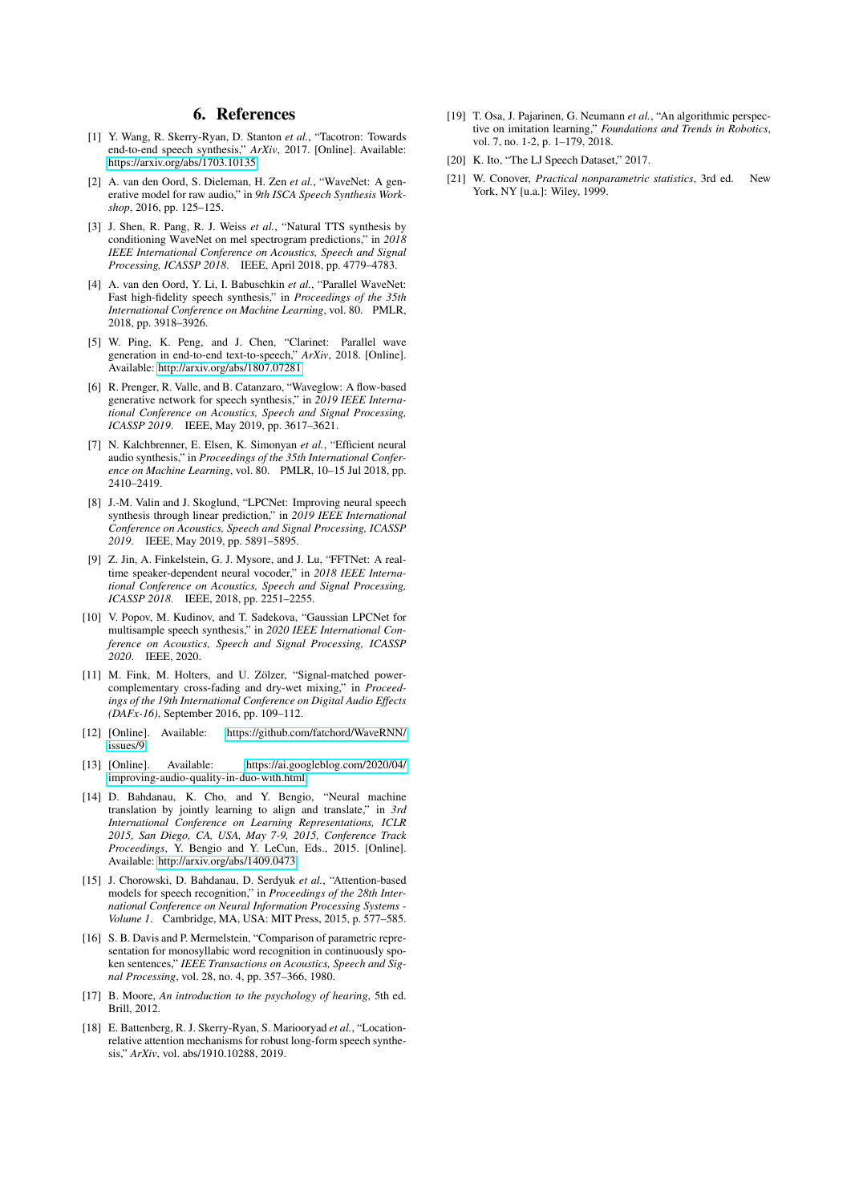## 6. References

[1] Y. Wang, R. Skerry-Ryan, D. Stanton *et al.*, "Tacotron: Towards end-to-end speech synthesis," *ArXiv*, 2017. [Online]. Available: https://arxiv.org/abs/1703.10135

[2] A. van den Oord, S. Dieleman, H. Zen *et al.*, "WaveNet: A generative model for raw audio," in *9th ISCA Speech Synthesis Workshop*, 2016, pp. 125–125.

[3] J. Shen, R. Pang, R. J. Weiss *et al.*, "Natural TTS synthesis by conditioning WaveNet on mel spectrogram predictions," in *2018 IEEE International Conference on Acoustics, Speech and Signal Processing, ICASSP 2018*. IEEE, April 2018, pp. 4779–4783.

[4] A. van den Oord, Y. Li, I. Babuschkin *et al.*, "Parallel WaveNet: Fast high-fidelity speech synthesis," in *Proceedings of the 35th International Conference on Machine Learning*, vol. 80. PMLR, 2018, pp. 3918–3926.

[5] W. Ping, K. Peng, and J. Chen, "Clarinet: Parallel wave generation in end-to-end text-to-speech," *ArXiv*, 2018. [Online]. Available: http://arxiv.org/abs/1807.07281

[6] R. Prenger, R. Valle, and B. Catanzaro, "Waveglow: A flow-based generative network for speech synthesis," in *2019 IEEE International Conference on Acoustics, Speech and Signal Processing, ICASSP 2019*. IEEE, May 2019, pp. 3617–3621.

[7] N. Kalchbrenner, E. Elsen, K. Simonyan *et al.*, "Efficient neural audio synthesis," in *Proceedings of the 35th International Conference on Machine Learning*, vol. 80. PMLR, 10–15 Jul 2018, pp. 2410–2419.

[8] J.-M. Valin and J. Skoglund, "LPCNet: Improving neural speech synthesis through linear prediction," in *2019 IEEE International Conference on Acoustics, Speech and Signal Processing, ICASSP 2019*. IEEE, May 2019, pp. 5891–5895.

[9] Z. Jin, A. Finkelstein, G. J. Mysore, and J. Lu, "FFTNet: A real-time speaker-dependent neural vocoder," in *2018 IEEE International Conference on Acoustics, Speech and Signal Processing, ICASSP 2018*. IEEE, 2018, pp. 2251–2255.

[10] V. Popov, M. Kudinov, and T. Sadekova, "Gaussian LPCNet for multisample speech synthesis," in *2020 IEEE International Conference on Acoustics, Speech and Signal Processing, ICASSP 2020*. IEEE, 2020.

[11] M. Fink, M. Holters, and U. Zölzer, "Signal-matched power-complementary cross-fading and dry-wet mixing," in *Proceedings of the 19th International Conference on Digital Audio Effects (DAFx-16)*, September 2016, pp. 109–112.

[12] [Online]. Available: https://github.com/fatchord/WaveRNN/issues/9

[13] [Online]. Available: https://ai.googleblog.com/2020/04/improving-audio-quality-in-duo-with.html

[14] D. Bahdanau, K. Cho, and Y. Bengio, "Neural machine translation by jointly learning to align and translate," in *3rd International Conference on Learning Representations, ICLR 2015, San Diego, CA, USA, May 7-9, 2015, Conference Track Proceedings*, Y. Bengio and Y. LeCun, Eds., 2015. [Online]. Available: http://arxiv.org/abs/1409.0473

[15] J. Chorowski, D. Bahdanau, D. Serdyuk *et al.*, "Attention-based models for speech recognition," in *Proceedings of the 28th International Conference on Neural Information Processing Systems - Volume 1*. Cambridge, MA, USA: MIT Press, 2015, p. 577–585.

[16] S. B. Davis and P. Mermelstein, "Comparison of parametric representation for monosyllabic word recognition in continuously spoken sentences," *IEEE Transactions on Acoustics, Speech and Signal Processing*, vol. 28, no. 4, pp. 357–366, 1980.

[17] B. Moore, *An introduction to the psychology of hearing*, 5th ed. Brill, 2012.

[18] E. Battenberg, R. J. Skerry-Ryan, S. Mariooryad *et al.*, "Location-relative attention mechanisms for robust long-form speech synthesis," *ArXiv*, vol. abs/1910.10288, 2019.

[19] T. Osa, J. Pajarinen, G. Neumann *et al.*, "An algorithmic perspective on imitation learning," *Foundations and Trends in Robotics*, vol. 7, no. 1-2, p. 1–179, 2018.

[20] K. Ito, "The LJ Speech Dataset," 2017.

[21] W. Conover, *Practical nonparametric statistics*, 3rd ed. New York, NY [u.a.]: Wiley, 1999.